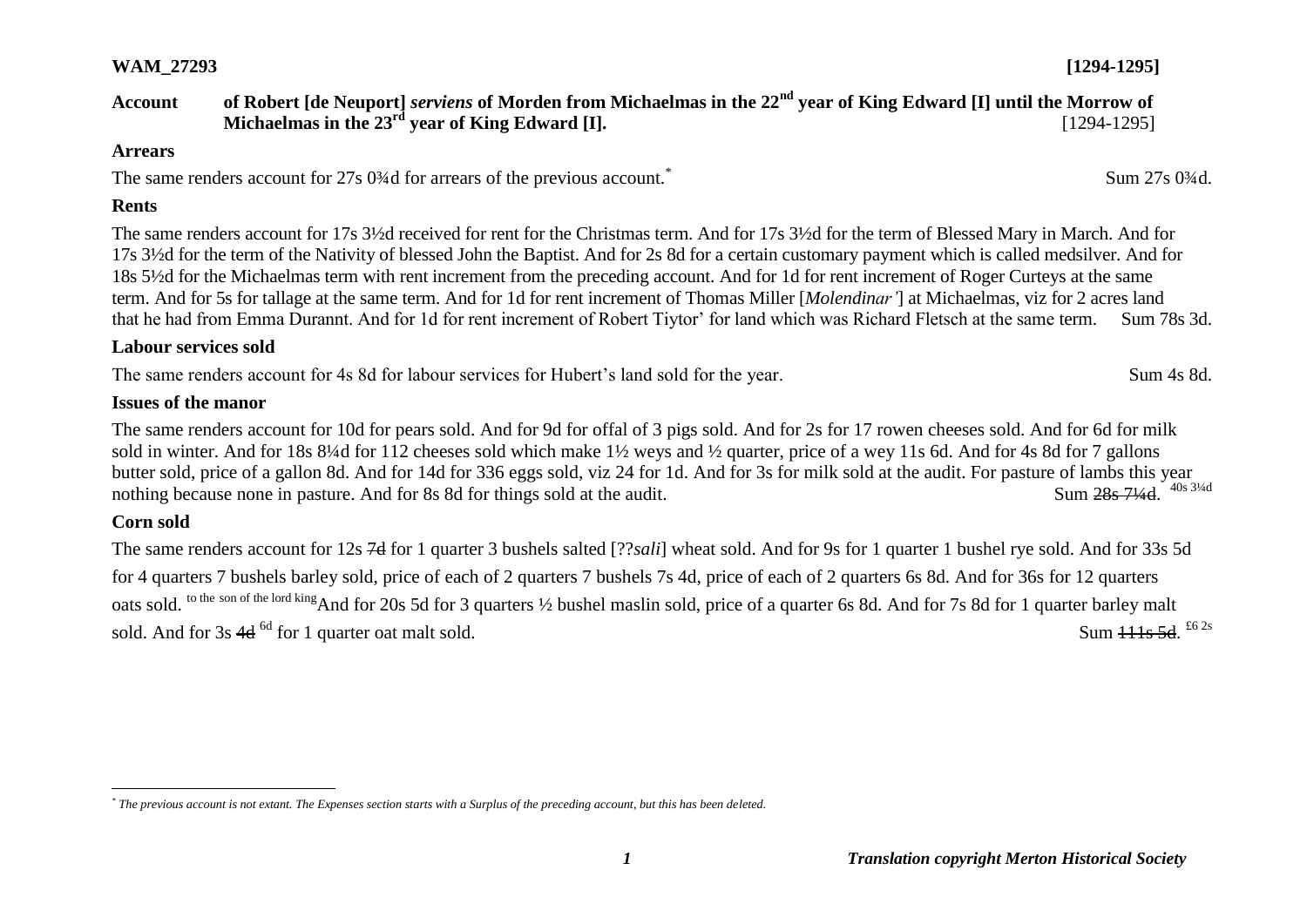**WAM_27293** **[1294-1295]**

**Account of Robert [de Neuport]** ***serviens*** **of Morden from Michaelmas in the 22nd year of King Edward [I] until the Morrow of Michaelmas in the 23rd year of King Edward [I].** [1294-1295]

**Arrears**

The same renders account for 27s 0¾d for arrears of the previous account.* Sum 27s 0¾d.

**Rents**

The same renders account for 17s 3½d received for rent for the Christmas term. And for 17s 3½d for the term of Blessed Mary in March. And for 17s 3½d for the term of the Nativity of blessed John the Baptist. And for 2s 8d for a certain customary payment which is called medsilver. And for 18s 5½d for the Michaelmas term with rent increment from the preceding account. And for 1d for rent increment of Roger Curteys at the same term. And for 5s for tallage at the same term. And for 1d for rent increment of Thomas Miller [*Molendinar'*] at Michaelmas, viz for 2 acres land that he had from Emma Durannt. And for 1d for rent increment of Robert Tiytor' for land which was Richard Fletsch at the same term. Sum 78s 3d.

**Labour services sold**

The same renders account for 4s 8d for labour services for Hubert's land sold for the year. Sum 4s 8d.

**Issues of the manor**

The same renders account for 10d for pears sold. And for 9d for offal of 3 pigs sold. And for 2s for 17 rowen cheeses sold. And for 6d for milk sold in winter. And for 18s 8¼d for 112 cheeses sold which make 1½ weys and ½ quarter, price of a wey 11s 6d. And for 4s 8d for 7 gallons butter sold, price of a gallon 8d. And for 14d for 336 eggs sold, viz 24 for 1d. And for 3s for milk sold at the audit. For pasture of lambs this year nothing because none in pasture. And for 8s 8d for things sold at the audit. Sum ~~28s 7¼d~~. [40s 3¼d]

**Corn sold**

The same renders account for 12s ~~7d~~ for 1 quarter 3 bushels salted [??*sali*] wheat sold. And for 9s for 1 quarter 1 bushel rye sold. And for 33s 5d for 4 quarters 7 bushels barley sold, price of each of 2 quarters 7 bushels 7s 4d, price of each of 2 quarters 6s 8d. And for 36s for 12 quarters oats sold. [to the son of the lord king] And for 20s 5d for 3 quarters ½ bushel maslin sold, price of a quarter 6s 8d. And for 7s 8d for 1 quarter barley malt sold. And for 3s ~~4d~~ [6d] for 1 quarter oat malt sold. Sum ~~111s 5d~~. [£6 2s]

---

\* *The previous account is not extant. The Expenses section starts with a Surplus of the preceding account, but this has been deleted.*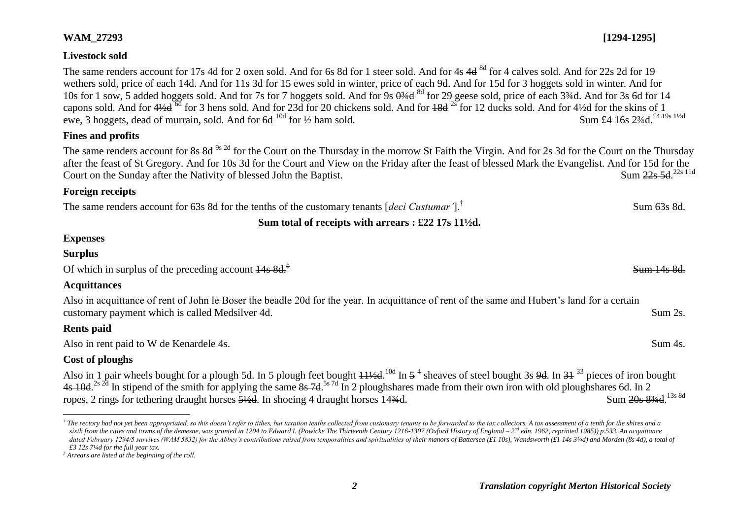**WAM_27293** **[1294-1295]**

## Livestock sold

The same renders account for 17s 4d for 2 oxen sold. And for 6s 8d for 1 steer sold. And for 4s ~~4d~~ 8d for 4 calves sold. And for 22s 2d for 19 wethers sold, price of each 14d. And for 11s 3d for 15 ewes sold in winter, price of each 9d. And for 15d for 3 hoggets sold in winter. And for 10s for 1 sow, 5 added hoggets sold. And for 7s for 7 hoggets sold. And for 9s ~~0¾d~~ 8d for 29 geese sold, price of each 3¾d. And for 3s 6d for 14 capons sold. And for ~~4½d~~ 6d for 3 hens sold. And for 23d for 20 chickens sold. And for ~~18d~~ 2s for 12 ducks sold. And for 4½d for the skins of 1 ewe, 3 hoggets, dead of murrain, sold. And for ~~6d~~ 10d for ½ ham sold. Sum ~~£4 16s 2¾d~~. £4 19s 1½d

## Fines and profits

The same renders account for ~~8s 8d~~ 9s 2d for the Court on the Thursday in the morrow St Faith the Virgin. And for 2s 3d for the Court on the Thursday after the feast of St Gregory. And for 10s 3d for the Court and View on the Friday after the feast of blessed Mark the Evangelist. And for 15d for the Court on the Sunday after the Nativity of blessed John the Baptist. Sum ~~22s 5d~~. 22s 11d

## Foreign receipts

The same renders account for 63s 8d for the tenths of the customary tenants [*deci Custumar'*].[†] Sum 63s 8d.

**Sum total of receipts with arrears : £22 17s 11½d.**

## Expenses

### Surplus

Of which in surplus of the preceding account ~~14s 8d.~~[‡] ~~Sum 14s 8d.~~

### Acquittances

Also in acquittance of rent of John le Boser the beadle 20d for the year. In acquittance of rent of the same and Hubert's land for a certain customary payment which is called Medsilver 4d. Sum 2s.

### Rents paid

Also in rent paid to W de Kenardele 4s. Sum 4s.

### Cost of ploughs

Also in 1 pair wheels bought for a plough 5d. In 5 plough feet bought ~~11½d~~. 10d In ~~5~~ 4 sheaves of steel bought 3s ~~9d~~. In ~~31~~ 33 pieces of iron bought ~~4s 10d~~. 2s 2d In stipend of the smith for applying the same ~~8s 7d~~. 5s 7d In 2 ploughshares made from their own iron with old ploughshares 6d. In 2 ropes, 2 rings for tethering draught horses ~~5½d~~. In shoeing 4 draught horses 14¾d. Sum ~~20s 8¾d~~. 13s 8d

---

[†] *The rectory had not yet been appropriated, so this doesn't refer to tithes, but taxation tenths collected from customary tenants to be forwarded to the tax collectors. A tax assessment of a tenth for the shires and a sixth from the cities and towns of the demesne, was granted in 1294 to Edward I. (Powicke The Thirteenth Century 1216-1307 (Oxford History of England – 2nd edn. 1962, reprinted 1985)) p.533. An acquittance dated February 1294/5 survives (WAM 5832) for the Abbey's contributions raised from temporalities and spiritualities of their manors of Battersea (£1 10s), Wandsworth (£1 14s 3¼d) and Morden (8s 4d), a total of £3 12s 7¼d for the full year tax.*

[‡] *Arrears are listed at the beginning of the roll.*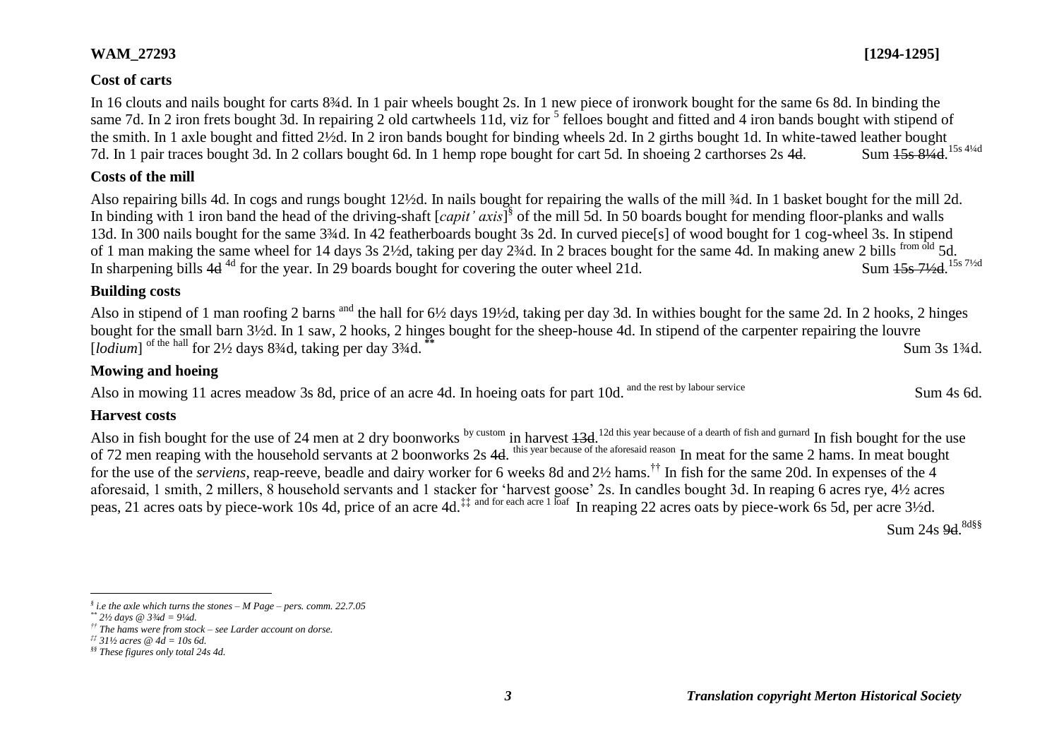**WAM_27293** **[1294-1295]**

### Cost of carts

In 16 clouts and nails bought for carts 8¾d. In 1 pair wheels bought 2s. In 1 new piece of ironwork bought for the same 6s 8d. In binding the same 7d. In 2 iron frets bought 3d. In repairing 2 old cartwheels 11d, viz for [5] felloes bought and fitted and 4 iron bands bought with stipend of the smith. In 1 axle bought and fitted 2½d. In 2 iron bands bought for binding wheels 2d. In 2 girths bought 1d. In white-tawed leather bought 7d. In 1 pair traces bought 3d. In 2 collars bought 6d. In 1 hemp rope bought for cart 5d. In shoeing 2 carthorses 2s ~~4d~~. Sum ~~15s 8¼d~~. 15s 4¼d

### Costs of the mill

Also repairing bills 4d. In cogs and rungs bought 12½d. In nails bought for repairing the walls of the mill ¾d. In 1 basket bought for the mill 2d. In binding with 1 iron band the head of the driving-shaft [*capit' axis*][§] of the mill 5d. In 50 boards bought for mending floor-planks and walls 13d. In 300 nails bought for the same 3¾d. In 42 featherboards bought 3s 2d. In curved piece[s] of wood bought for 1 cog-wheel 3s. In stipend of 1 man making the same wheel for 14 days 3s 2½d, taking per day 2¾d. In 2 braces bought for the same 4d. In making anew 2 bills from old 5d. In sharpening bills ~~4d~~ 4d for the year. In 29 boards bought for covering the outer wheel 21d. Sum ~~15s 7½d~~. 15s 7½d

### Building costs

Also in stipend of 1 man roofing 2 barns and the hall for 6½ days 19½d, taking per day 3d. In withies bought for the same 2d. In 2 hooks, 2 hinges bought for the small barn 3½d. In 1 saw, 2 hooks, 2 hinges bought for the sheep-house 4d. In stipend of the carpenter repairing the louvre [*lodium*] of the hall for 2½ days 8¾d, taking per day 3¾d.[**] Sum 3s 1¾d.

### Mowing and hoeing

Also in mowing 11 acres meadow 3s 8d, price of an acre 4d. In hoeing oats for part 10d. and the rest by labour service Sum 4s 6d.

### Harvest costs

Also in fish bought for the use of 24 men at 2 dry boonworks by custom in harvest ~~13d~~. 12d this year because of a dearth of fish and gurnard In fish bought for the use of 72 men reaping with the household servants at 2 boonworks 2s ~~4d~~. this year because of the aforesaid reason In meat for the same 2 hams. In meat bought for the use of the *serviens*, reap-reeve, beadle and dairy worker for 6 weeks 8d and 2½ hams.[††] In fish for the same 20d. In expenses of the 4 aforesaid, 1 smith, 2 millers, 8 household servants and 1 stacker for 'harvest goose' 2s. In candles bought 3d. In reaping 6 acres rye, 4½ acres peas, 21 acres oats by piece-work 10s 4d, price of an acre 4d.[‡‡] and for each acre 1 loaf In reaping 22 acres oats by piece-work 6s 5d, per acre 3½d.

Sum 24s ~~9d~~. 8d[§§]

---

[§] *i.e the axle which turns the stones – M Page – pers. comm. 22.7.05*

[**] *2½ days @ 3¾d = 9¼d.*

[††] *The hams were from stock – see Larder account on dorse.*

[‡‡] *31½ acres @ 4d = 10s 6d.*

[§§] *These figures only total 24s 4d.*

***Translation copyright Merton Historical Society***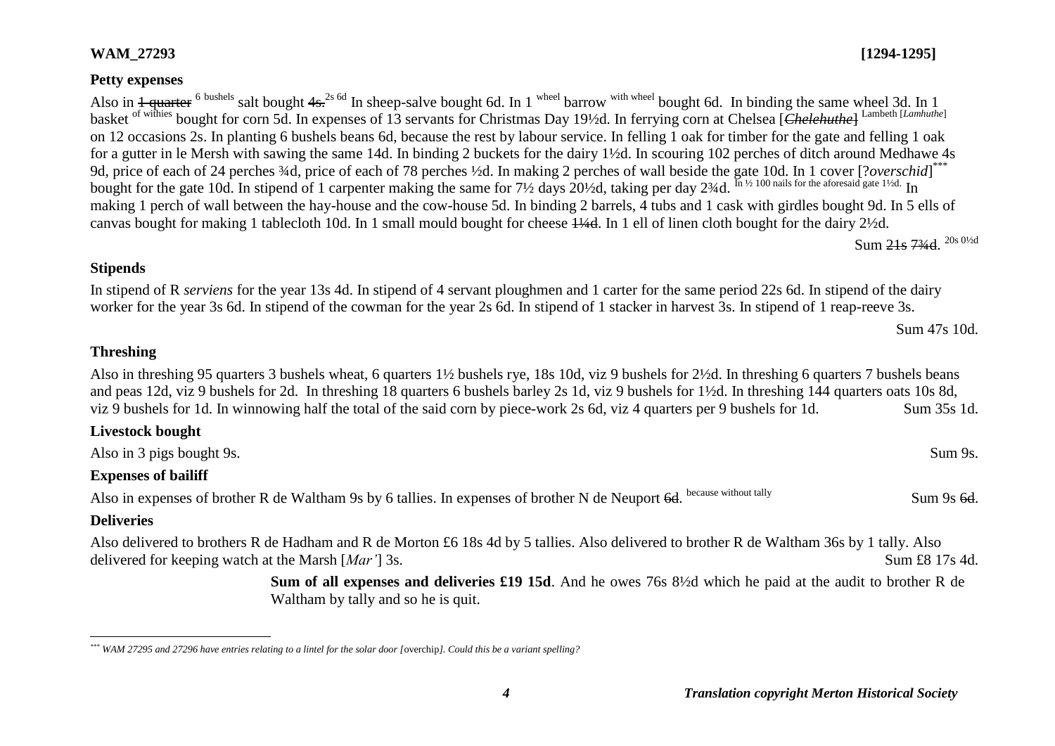**WAM_27293** **[1294-1295]**

**Petty expenses**

Also in ~~1 quarter~~ 6 bushels salt bought ~~4s.~~ 2s 6d In sheep-salve bought 6d. In 1 wheel barrow with wheel bought 6d. In binding the same wheel 3d. In 1 basket of withies bought for corn 5d. In expenses of 13 servants for Christmas Day 19½d. In ferrying corn at Chelsea [~~*Chelehuthe*~~] Lambeth [*Lamhuthe*] on 12 occasions 2s. In planting 6 bushels beans 6d, because the rest by labour service. In felling 1 oak for timber for the gate and felling 1 oak for a gutter in le Mersh with sawing the same 14d. In binding 2 buckets for the dairy 1½d. In scouring 102 perches of ditch around Medhawe 4s 9d, price of each of 24 perches ¾d, price of each of 78 perches ½d. In making 2 perches of wall beside the gate 10d. In 1 cover [?*overschid*][***] bought for the gate 10d. In stipend of 1 carpenter making the same for 7½ days 20½d, taking per day 2¾d. In ½ 100 nails for the aforesaid gate 1½d. In making 1 perch of wall between the hay-house and the cow-house 5d. In binding 2 barrels, 4 tubs and 1 cask with girdles bought 9d. In 5 ells of canvas bought for making 1 tablecloth 10d. In 1 small mould bought for cheese ~~1¼d~~. In 1 ell of linen cloth bought for the dairy 2½d.

Sum ~~21s 7¾d~~. 20s 0½d

**Stipends**

In stipend of R *serviens* for the year 13s 4d. In stipend of 4 servant ploughmen and 1 carter for the same period 22s 6d. In stipend of the dairy worker for the year 3s 6d. In stipend of the cowman for the year 2s 6d. In stipend of 1 stacker in harvest 3s. In stipend of 1 reap-reeve 3s.

Sum 47s 10d.

**Threshing**

Also in threshing 95 quarters 3 bushels wheat, 6 quarters 1½ bushels rye, 18s 10d, viz 9 bushels for 2½d. In threshing 6 quarters 7 bushels beans and peas 12d, viz 9 bushels for 2d. In threshing 18 quarters 6 bushels barley 2s 1d, viz 9 bushels for 1½d. In threshing 144 quarters oats 10s 8d, viz 9 bushels for 1d. In winnowing half the total of the said corn by piece-work 2s 6d, viz 4 quarters per 9 bushels for 1d. Sum 35s 1d.

**Livestock bought**

Also in 3 pigs bought 9s. Sum 9s.

**Expenses of bailiff**

Also in expenses of brother R de Waltham 9s by 6 tallies. In expenses of brother N de Neuport ~~6d~~. because without tally Sum 9s ~~6d~~.

**Deliveries**

Also delivered to brothers R de Hadham and R de Morton £6 18s 4d by 5 tallies. Also delivered to brother R de Waltham 36s by 1 tally. Also delivered for keeping watch at the Marsh [*Mar'*] 3s. Sum £8 17s 4d.

**Sum of all expenses and deliveries £19 15d**. And he owes 76s 8½d which he paid at the audit to brother R de Waltham by tally and so he is quit.

---

[***] *WAM 27295 and 27296 have entries relating to a lintel for the solar door [*overchip*]. Could this be a variant spelling?*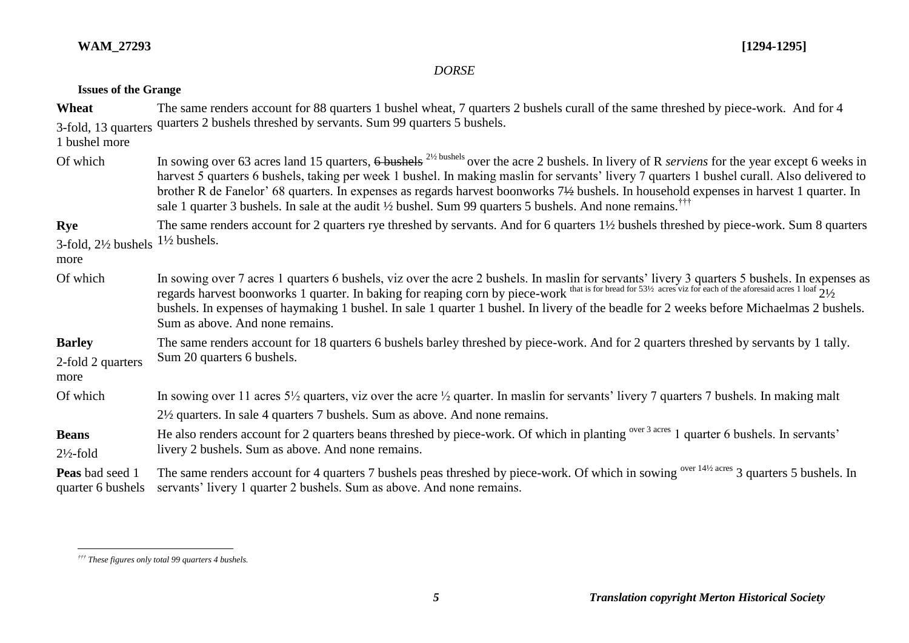*DORSE*

**Issues of the Grange**

| | |
|---|---|
| **Wheat**<br>3-fold, 13 quarters 1 bushel more | The same renders account for 88 quarters 1 bushel wheat, 7 quarters 2 bushels curall of the same threshed by piece-work. And for 4 quarters 2 bushels threshed by servants. Sum 99 quarters 5 bushels. |
| Of which | In sowing over 63 acres land 15 quarters, ~~6 bushels~~ 2½ bushels over the acre 2 bushels. In livery of R *serviens* for the year except 6 weeks in harvest 5 quarters 6 bushels, taking per week 1 bushel. In making maslin for servants' livery 7 quarters 1 bushel curall. Also delivered to brother R de Fanelor' 68 quarters. In expenses as regards harvest boonworks 7~~½~~ bushels. In household expenses in harvest 1 quarter. In sale 1 quarter 3 bushels. In sale at the audit ½ bushel. Sum 99 quarters 5 bushels. And none remains.[†††] |
| **Rye**<br>3-fold, 2½ bushels more | The same renders account for 2 quarters rye threshed by servants. And for 6 quarters 1½ bushels threshed by piece-work. Sum 8 quarters 1½ bushels. |
| Of which | In sowing over 7 acres 1 quarters 6 bushels, viz over the acre 2 bushels. In maslin for servants' livery 3 quarters 5 bushels. In expenses as regards harvest boonworks 1 quarter. In baking for reaping corn by piece-work that is for bread for 53½ acres viz for each of the aforesaid acres 1 loaf 2½ bushels. In expenses of haymaking 1 bushel. In sale 1 quarter 1 bushel. In livery of the beadle for 2 weeks before Michaelmas 2 bushels. Sum as above. And none remains. |
| **Barley**<br>2-fold 2 quarters more | The same renders account for 18 quarters 6 bushels barley threshed by piece-work. And for 2 quarters threshed by servants by 1 tally. Sum 20 quarters 6 bushels. |
| Of which | In sowing over 11 acres 5½ quarters, viz over the acre ½ quarter. In maslin for servants' livery 7 quarters 7 bushels. In making malt 2½ quarters. In sale 4 quarters 7 bushels. Sum as above. And none remains. |
| **Beans**<br>2½-fold | He also renders account for 2 quarters beans threshed by piece-work. Of which in planting over 3 acres 1 quarter 6 bushels. In servants' livery 2 bushels. Sum as above. And none remains. |
| **Peas** bad seed 1 quarter 6 bushels | The same renders account for 4 quarters 7 bushels peas threshed by piece-work. Of which in sowing over 14½ acres 3 quarters 5 bushels. In servants' livery 1 quarter 2 bushels. Sum as above. And none remains. |

[†††] *These figures only total 99 quarters 4 bushels.*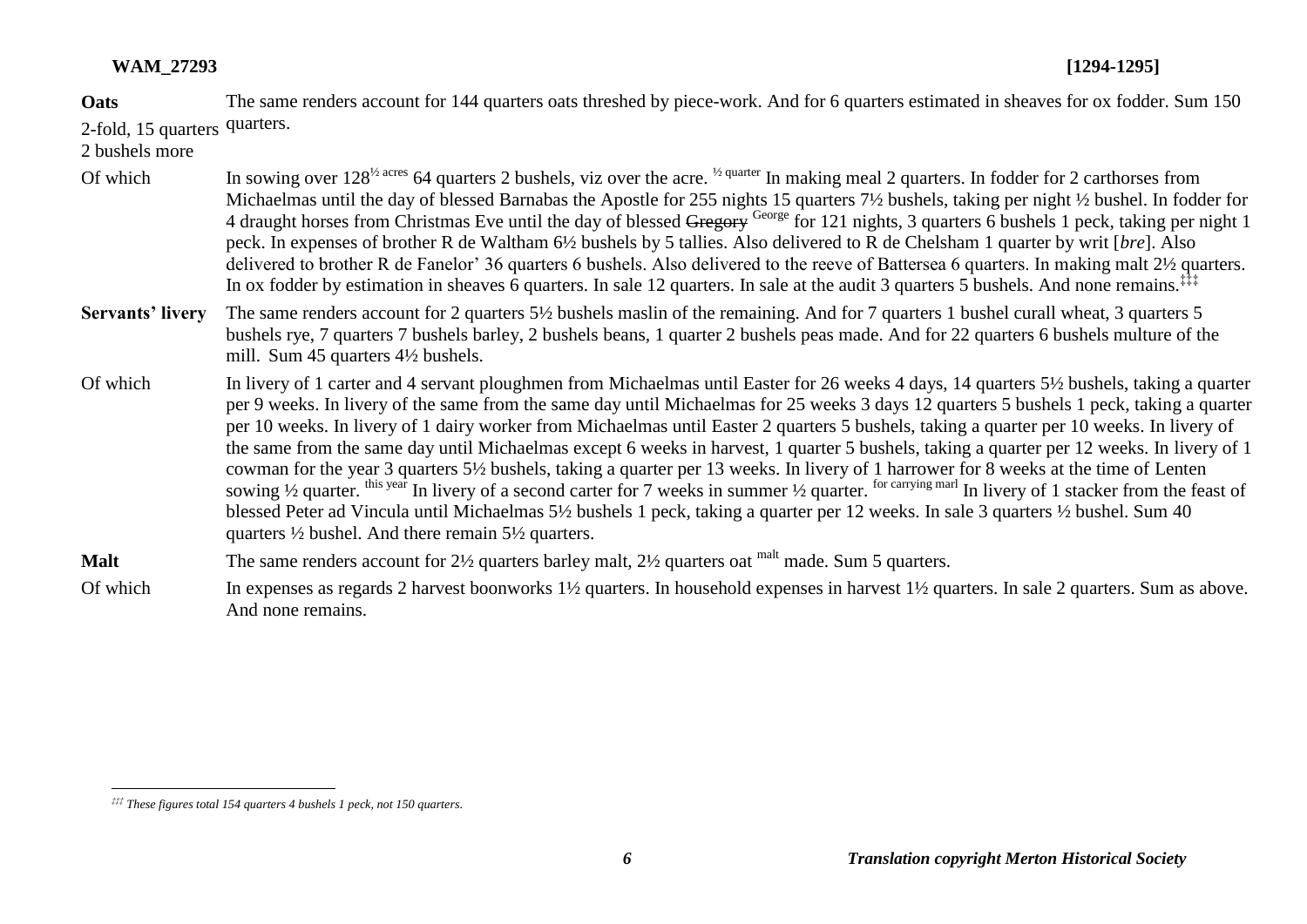| | |
|---|---|
| **Oats** 2-fold, 15 quarters 2 bushels more | The same renders account for 144 quarters oats threshed by piece-work. And for 6 quarters estimated in sheaves for ox fodder. Sum 150 quarters. |
| Of which | In sowing over 128½ acres 64 quarters 2 bushels, viz over the acre. ½ quarter In making meal 2 quarters. In fodder for 2 carthorses from Michaelmas until the day of blessed Barnabas the Apostle for 255 nights 15 quarters 7½ bushels, taking per night ½ bushel. In fodder for 4 draught horses from Christmas Eve until the day of blessed ~~Gregory~~ George for 121 nights, 3 quarters 6 bushels 1 peck, taking per night 1 peck. In expenses of brother R de Waltham 6½ bushels by 5 tallies. Also delivered to R de Chelsham 1 quarter by writ [*bre*]. Also delivered to brother R de Fanelor' 36 quarters 6 bushels. Also delivered to the reeve of Battersea 6 quarters. In making malt 2½ quarters. In ox fodder by estimation in sheaves 6 quarters. In sale 12 quarters. In sale at the audit 3 quarters 5 bushels. And none remains.‡‡‡ |
| **Servants' livery** | The same renders account for 2 quarters 5½ bushels maslin of the remaining. And for 7 quarters 1 bushel curall wheat, 3 quarters 5 bushels rye, 7 quarters 7 bushels barley, 2 bushels beans, 1 quarter 2 bushels peas made. And for 22 quarters 6 bushels multure of the mill. Sum 45 quarters 4½ bushels. |
| Of which | In livery of 1 carter and 4 servant ploughmen from Michaelmas until Easter for 26 weeks 4 days, 14 quarters 5½ bushels, taking a quarter per 9 weeks. In livery of the same from the same day until Michaelmas for 25 weeks 3 days 12 quarters 5 bushels 1 peck, taking a quarter per 10 weeks. In livery of 1 dairy worker from Michaelmas until Easter 2 quarters 5 bushels, taking a quarter per 10 weeks. In livery of the same from the same day until Michaelmas except 6 weeks in harvest, 1 quarter 5 bushels, taking a quarter per 12 weeks. In livery of 1 cowman for the year 3 quarters 5½ bushels, taking a quarter per 13 weeks. In livery of 1 harrower for 8 weeks at the time of Lenten sowing ½ quarter. this year In livery of a second carter for 7 weeks in summer ½ quarter. for carrying marl In livery of 1 stacker from the feast of blessed Peter ad Vincula until Michaelmas 5½ bushels 1 peck, taking a quarter per 12 weeks. In sale 3 quarters ½ bushel. Sum 40 quarters ½ bushel. And there remain 5½ quarters. |
| **Malt** | The same renders account for 2½ quarters barley malt, 2½ quarters oat malt made. Sum 5 quarters. |
| Of which | In expenses as regards 2 harvest boonworks 1½ quarters. In household expenses in harvest 1½ quarters. In sale 2 quarters. Sum as above. And none remains. |

‡‡‡ *These figures total 154 quarters 4 bushels 1 peck, not 150 quarters.*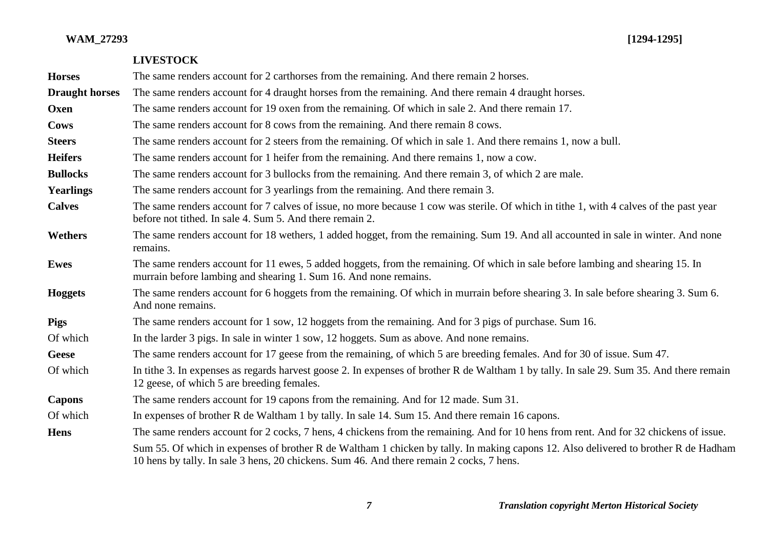## LIVESTOCK

| | |
|---|---|
| **Horses** | The same renders account for 2 carthorses from the remaining. And there remain 2 horses. |
| **Draught horses** | The same renders account for 4 draught horses from the remaining. And there remain 4 draught horses. |
| **Oxen** | The same renders account for 19 oxen from the remaining. Of which in sale 2. And there remain 17. |
| **Cows** | The same renders account for 8 cows from the remaining. And there remain 8 cows. |
| **Steers** | The same renders account for 2 steers from the remaining. Of which in sale 1. And there remains 1, now a bull. |
| **Heifers** | The same renders account for 1 heifer from the remaining. And there remains 1, now a cow. |
| **Bullocks** | The same renders account for 3 bullocks from the remaining. And there remain 3, of which 2 are male. |
| **Yearlings** | The same renders account for 3 yearlings from the remaining. And there remain 3. |
| **Calves** | The same renders account for 7 calves of issue, no more because 1 cow was sterile. Of which in tithe 1, with 4 calves of the past year before not tithed. In sale 4. Sum 5. And there remain 2. |
| **Wethers** | The same renders account for 18 wethers, 1 added hogget, from the remaining. Sum 19. And all accounted in sale in winter. And none remains. |
| **Ewes** | The same renders account for 11 ewes, 5 added hoggets, from the remaining. Of which in sale before lambing and shearing 15. In murrain before lambing and shearing 1. Sum 16. And none remains. |
| **Hoggets** | The same renders account for 6 hoggets from the remaining. Of which in murrain before shearing 3. In sale before shearing 3. Sum 6. And none remains. |
| **Pigs** | The same renders account for 1 sow, 12 hoggets from the remaining. And for 3 pigs of purchase. Sum 16. |
| Of which | In the larder 3 pigs. In sale in winter 1 sow, 12 hoggets. Sum as above. And none remains. |
| **Geese** | The same renders account for 17 geese from the remaining, of which 5 are breeding females. And for 30 of issue. Sum 47. |
| Of which | In tithe 3. In expenses as regards harvest goose 2. In expenses of brother R de Waltham 1 by tally. In sale 29. Sum 35. And there remain 12 geese, of which 5 are breeding females. |
| **Capons** | The same renders account for 19 capons from the remaining. And for 12 made. Sum 31. |
| Of which | In expenses of brother R de Waltham 1 by tally. In sale 14. Sum 15. And there remain 16 capons. |
| **Hens** | The same renders account for 2 cocks, 7 hens, 4 chickens from the remaining. And for 10 hens from rent. And for 32 chickens of issue. |
| | Sum 55. Of which in expenses of brother R de Waltham 1 chicken by tally. In making capons 12. Also delivered to brother R de Hadham 10 hens by tally. In sale 3 hens, 20 chickens. Sum 46. And there remain 2 cocks, 7 hens. |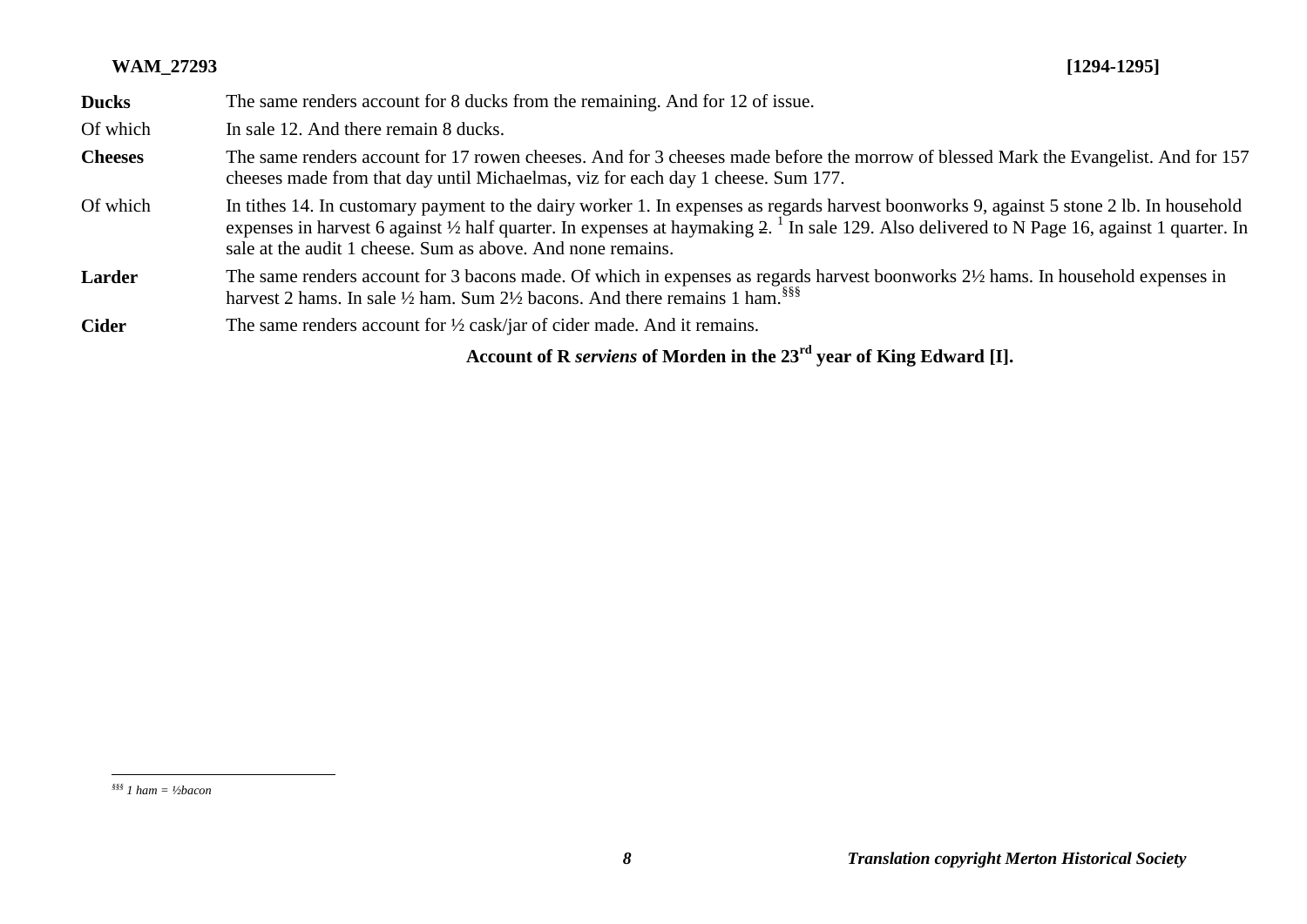| | |
|---|---|
| **Ducks** | The same renders account for 8 ducks from the remaining. And for 12 of issue. |
| Of which | In sale 12. And there remain 8 ducks. |
| **Cheeses** | The same renders account for 17 rowen cheeses. And for 3 cheeses made before the morrow of blessed Mark the Evangelist. And for 157 cheeses made from that day until Michaelmas, viz for each day 1 cheese. Sum 177. |
| Of which | In tithes 14. In customary payment to the dairy worker 1. In expenses as regards harvest boonworks 9, against 5 stone 2 lb. In household expenses in harvest 6 against ½ half quarter. In expenses at haymaking ~~2~~. 1 In sale 129. Also delivered to N Page 16, against 1 quarter. In sale at the audit 1 cheese. Sum as above. And none remains. |
| **Larder** | The same renders account for 3 bacons made. Of which in expenses as regards harvest boonworks 2½ hams. In household expenses in harvest 2 hams. In sale ½ ham. Sum 2½ bacons. And there remains 1 ham.[§§§] |
| **Cider** | The same renders account for ½ cask/jar of cider made. And it remains. |

**Account of R *serviens* of Morden in the 23rd year of King Edward [I].**

[§§§] *1 ham = ½bacon*